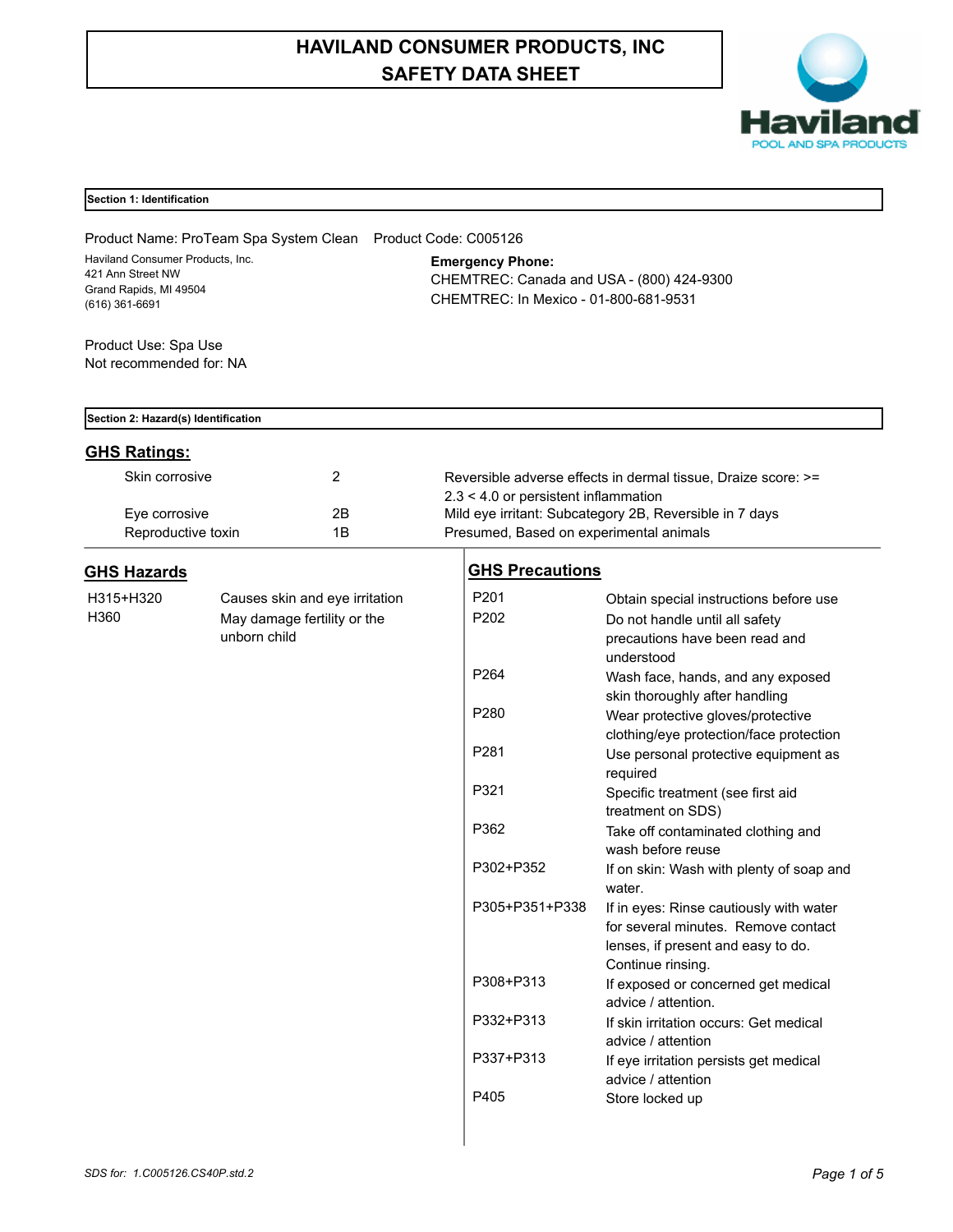# HAVILAND CONSUMER PRODUCTS, INC
# SAFETY DATA SHEET

## Section 1: Identification

Product Name: ProTeam Spa System Clean    Product Code: C005126

Haviland Consumer Products, Inc.
421 Ann Street NW
Grand Rapids, MI 49504
(616) 361-6691

**Emergency Phone:**
CHEMTREC: Canada and USA - (800) 424-9300
CHEMTREC: In Mexico - 01-800-681-9531

Product Use: Spa Use
Not recommended for: NA

## Section 2: Hazard(s) Identification

### GHS Ratings:

| | | |
|---|---|---|
| Skin corrosive | 2 | Reversible adverse effects in dermal tissue, Draize score: >= 2.3 < 4.0 or persistent inflammation |
| Eye corrosive | 2B | Mild eye irritant: Subcategory 2B, Reversible in 7 days |
| Reproductive toxin | 1B | Presumed, Based on experimental animals |

### GHS Hazards

| | |
|---|---|
| H315+H320 | Causes skin and eye irritation |
| H360 | May damage fertility or the unborn child |

### GHS Precautions

| | |
|---|---|
| P201 | Obtain special instructions before use |
| P202 | Do not handle until all safety precautions have been read and understood |
| P264 | Wash face, hands, and any exposed skin thoroughly after handling |
| P280 | Wear protective gloves/protective clothing/eye protection/face protection |
| P281 | Use personal protective equipment as required |
| P321 | Specific treatment (see first aid treatment on SDS) |
| P362 | Take off contaminated clothing and wash before reuse |
| P302+P352 | If on skin: Wash with plenty of soap and water. |
| P305+P351+P338 | If in eyes: Rinse cautiously with water for several minutes. Remove contact lenses, if present and easy to do. Continue rinsing. |
| P308+P313 | If exposed or concerned get medical advice / attention. |
| P332+P313 | If skin irritation occurs: Get medical advice / attention |
| P337+P313 | If eye irritation persists get medical advice / attention |
| P405 | Store locked up |

SDS for: 1.C005126.CS40P.std.2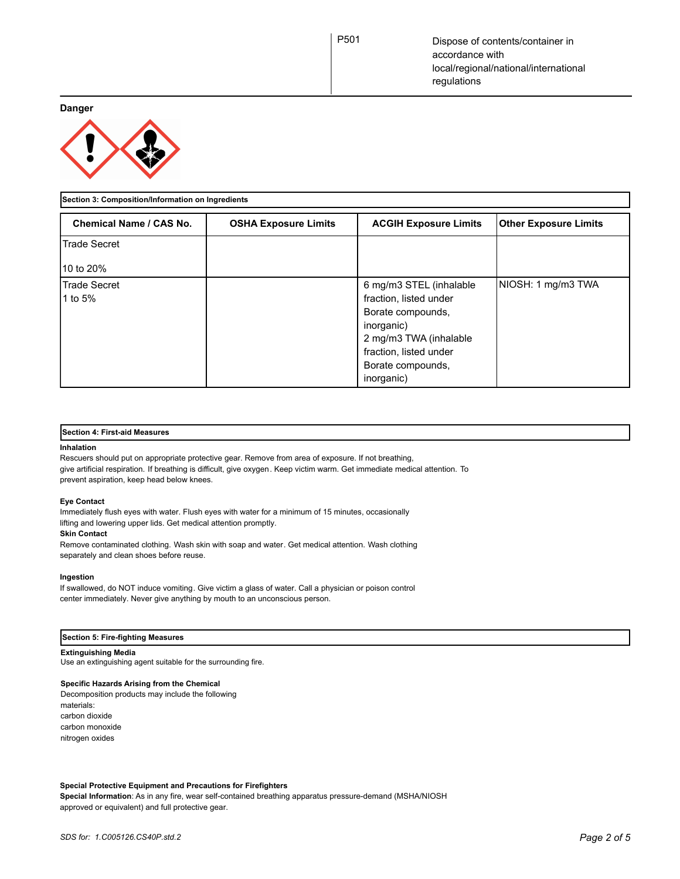| | |
|---|---|
| P501 | Dispose of contents/container in accordance with local/regional/national/international regulations |

**Danger**

## Section 3: Composition/Information on Ingredients

| Chemical Name / CAS No. | OSHA Exposure Limits | ACGIH Exposure Limits | Other Exposure Limits |
|---|---|---|---|
| Trade Secret<br><br>10 to 20% | | | |
| Trade Secret<br>1 to 5% | | 6 mg/m3 STEL (inhalable fraction, listed under Borate compounds, inorganic)<br>2 mg/m3 TWA (inhalable fraction, listed under Borate compounds, inorganic) | NIOSH: 1 mg/m3 TWA |

## Section 4: First-aid Measures

**Inhalation**

Rescuers should put on appropriate protective gear. Remove from area of exposure. If not breathing, give artificial respiration. If breathing is difficult, give oxygen. Keep victim warm. Get immediate medical attention. To prevent aspiration, keep head below knees.

**Eye Contact**

Immediately flush eyes with water. Flush eyes with water for a minimum of 15 minutes, occasionally lifting and lowering upper lids. Get medical attention promptly.

**Skin Contact**

Remove contaminated clothing. Wash skin with soap and water. Get medical attention. Wash clothing separately and clean shoes before reuse.

**Ingestion**

If swallowed, do NOT induce vomiting. Give victim a glass of water. Call a physician or poison control center immediately. Never give anything by mouth to an unconscious person.

## Section 5: Fire-fighting Measures

**Extinguishing Media**

Use an extinguishing agent suitable for the surrounding fire.

**Specific Hazards Arising from the Chemical**

Decomposition products may include the following materials:
carbon dioxide
carbon monoxide
nitrogen oxides

**Special Protective Equipment and Precautions for Firefighters**

**Special Information**: As in any fire, wear self-contained breathing apparatus pressure-demand (MSHA/NIOSH approved or equivalent) and full protective gear.

*SDS for: 1.C005126.CS40P.std.2*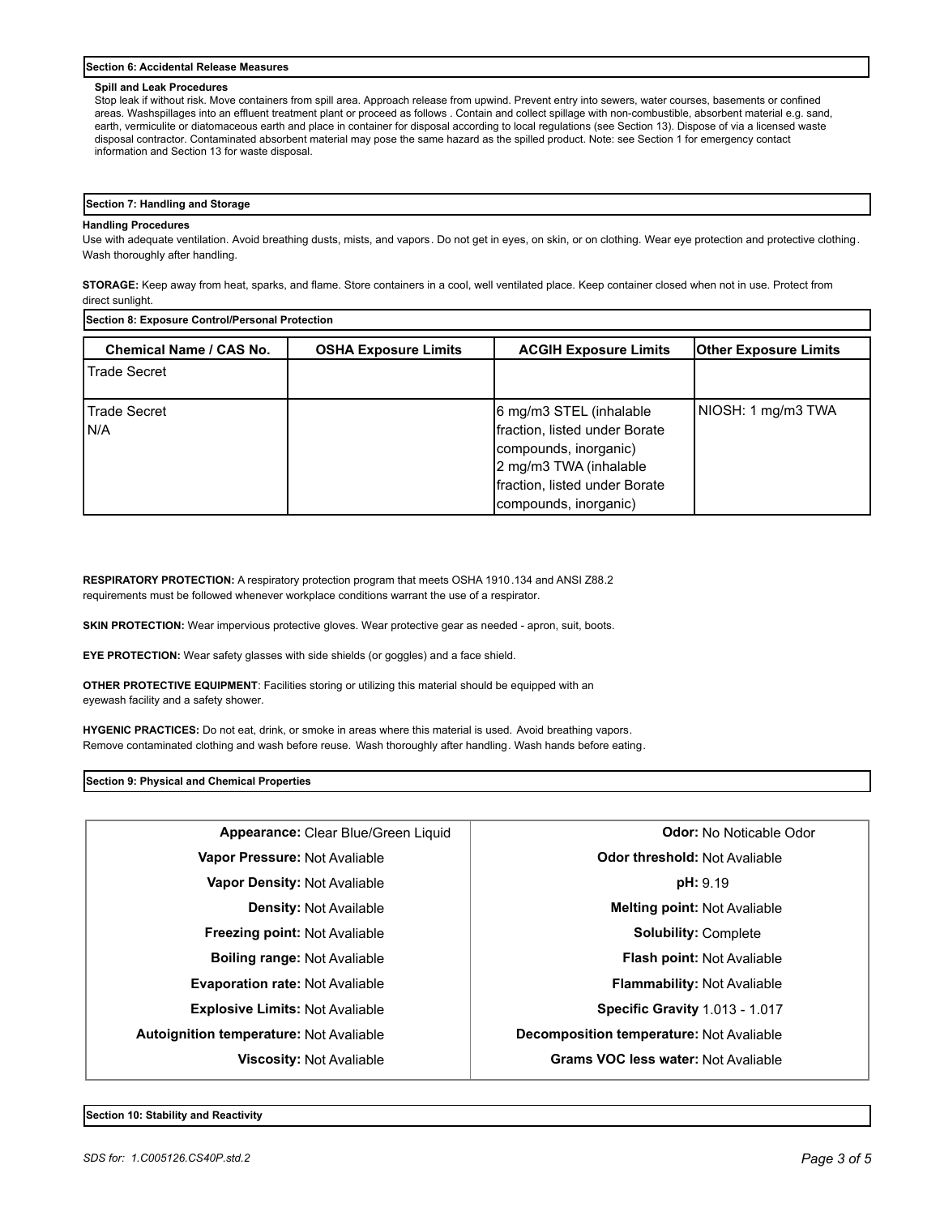## Section 6: Accidental Release Measures

**Spill and Leak Procedures**

Stop leak if without risk. Move containers from spill area. Approach release from upwind. Prevent entry into sewers, water courses, basements or confined areas. Washspillages into an effluent treatment plant or proceed as follows . Contain and collect spillage with non-combustible, absorbent material e.g. sand, earth, vermiculite or diatomaceous earth and place in container for disposal according to local regulations (see Section 13). Dispose of via a licensed waste disposal contractor. Contaminated absorbent material may pose the same hazard as the spilled product. Note: see Section 1 for emergency contact information and Section 13 for waste disposal.

## Section 7: Handling and Storage

**Handling Procedures**

Use with adequate ventilation. Avoid breathing dusts, mists, and vapors. Do not get in eyes, on skin, or on clothing. Wear eye protection and protective clothing. Wash thoroughly after handling.

**STORAGE:** Keep away from heat, sparks, and flame. Store containers in a cool, well ventilated place. Keep container closed when not in use. Protect from direct sunlight.

## Section 8: Exposure Control/Personal Protection

| Chemical Name / CAS No. | OSHA Exposure Limits | ACGIH Exposure Limits | Other Exposure Limits |
|---|---|---|---|
| Trade Secret | | | |
| Trade Secret<br>N/A | | 6 mg/m3 STEL (inhalable fraction, listed under Borate compounds, inorganic)<br>2 mg/m3 TWA (inhalable fraction, listed under Borate compounds, inorganic) | NIOSH: 1 mg/m3 TWA |

**RESPIRATORY PROTECTION:** A respiratory protection program that meets OSHA 1910.134 and ANSI Z88.2 requirements must be followed whenever workplace conditions warrant the use of a respirator.

**SKIN PROTECTION:** Wear impervious protective gloves. Wear protective gear as needed - apron, suit, boots.

**EYE PROTECTION:** Wear safety glasses with side shields (or goggles) and a face shield.

**OTHER PROTECTIVE EQUIPMENT**: Facilities storing or utilizing this material should be equipped with an eyewash facility and a safety shower.

**HYGENIC PRACTICES:** Do not eat, drink, or smoke in areas where this material is used. Avoid breathing vapors. Remove contaminated clothing and wash before reuse. Wash thoroughly after handling. Wash hands before eating.

## Section 9: Physical and Chemical Properties

| | |
|---|---|
| **Appearance:** Clear Blue/Green Liquid | **Odor:** No Noticable Odor |
| **Vapor Pressure:** Not Avaliable | **Odor threshold:** Not Avaliable |
| **Vapor Density:** Not Avaliable | **pH:** 9.19 |
| **Density:** Not Available | **Melting point:** Not Avaliable |
| **Freezing point:** Not Avaliable | **Solubility:** Complete |
| **Boiling range:** Not Avaliable | **Flash point:** Not Avaliable |
| **Evaporation rate:** Not Avaliable | **Flammability:** Not Avaliable |
| **Explosive Limits:** Not Avaliable | **Specific Gravity** 1.013 - 1.017 |
| **Autoignition temperature:** Not Avaliable | **Decomposition temperature:** Not Avaliable |
| **Viscosity:** Not Avaliable | **Grams VOC less water:** Not Avaliable |

## Section 10: Stability and Reactivity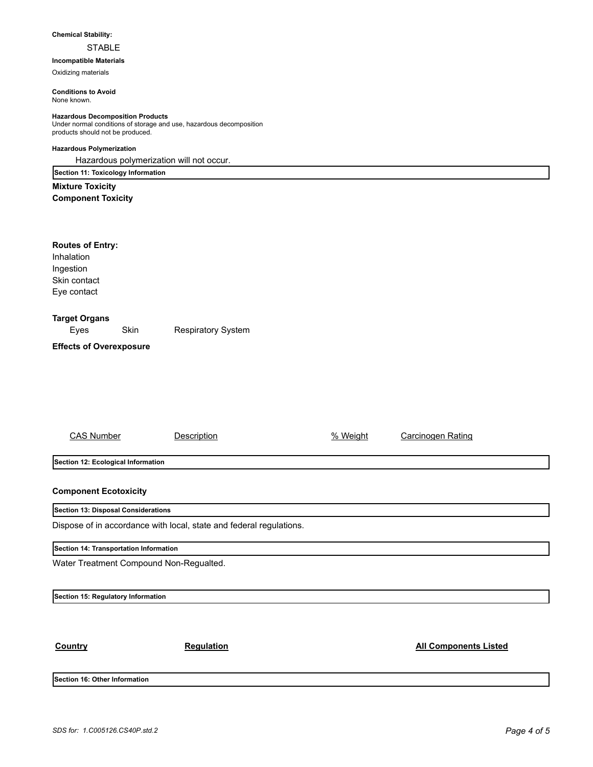**Chemical Stability:**

STABLE

**Incompatible Materials**

Oxidizing materials

**Conditions to Avoid**

None known.

**Hazardous Decomposition Products**

Under normal conditions of storage and use, hazardous decomposition products should not be produced.

**Hazardous Polymerization**

Hazardous polymerization will not occur.

## Section 11: Toxicology Information

**Mixture Toxicity**

**Component Toxicity**

**Routes of Entry:**

Inhalation
Ingestion
Skin contact
Eye contact

**Target Organs**

Eyes Skin Respiratory System

**Effects of Overexposure**

| CAS Number | Description | % Weight | Carcinogen Rating |
|---|---|---|---|

## Section 12: Ecological Information

**Component Ecotoxicity**

## Section 13: Disposal Considerations

Dispose of in accordance with local, state and federal regulations.

## Section 14: Transportation Information

Water Treatment Compound Non-Regualted.

## Section 15: Regulatory Information

| Country | Regulation | All Components Listed |
|---|---|---|

## Section 16: Other Information

*SDS for: 1.C005126.CS40P.std.2*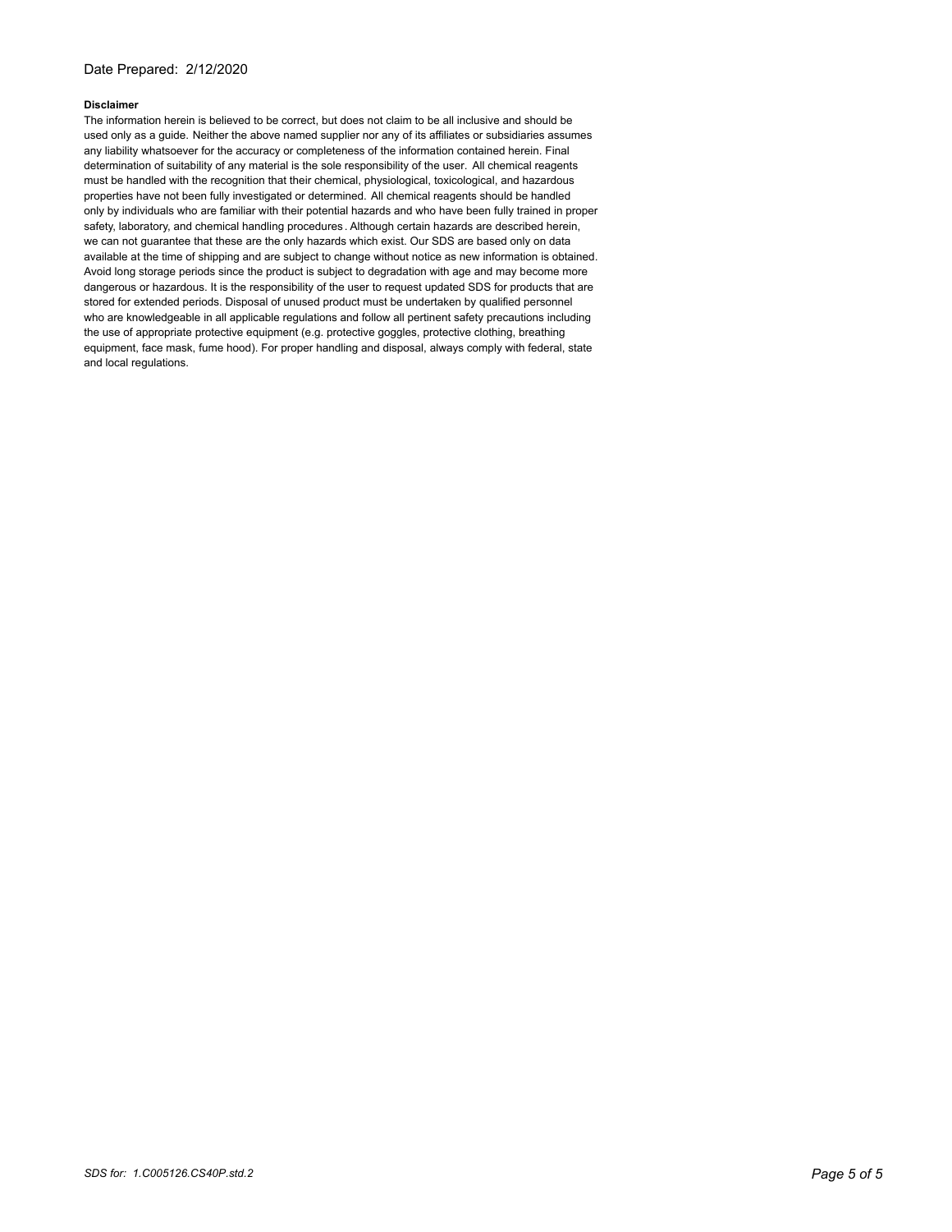Date Prepared: 2/12/2020

**Disclaimer**

The information herein is believed to be correct, but does not claim to be all inclusive and should be used only as a guide. Neither the above named supplier nor any of its affiliates or subsidiaries assumes any liability whatsoever for the accuracy or completeness of the information contained herein. Final determination of suitability of any material is the sole responsibility of the user. All chemical reagents must be handled with the recognition that their chemical, physiological, toxicological, and hazardous properties have not been fully investigated or determined. All chemical reagents should be handled only by individuals who are familiar with their potential hazards and who have been fully trained in proper safety, laboratory, and chemical handling procedures. Although certain hazards are described herein, we can not guarantee that these are the only hazards which exist. Our SDS are based only on data available at the time of shipping and are subject to change without notice as new information is obtained. Avoid long storage periods since the product is subject to degradation with age and may become more dangerous or hazardous. It is the responsibility of the user to request updated SDS for products that are stored for extended periods. Disposal of unused product must be undertaken by qualified personnel who are knowledgeable in all applicable regulations and follow all pertinent safety precautions including the use of appropriate protective equipment (e.g. protective goggles, protective clothing, breathing equipment, face mask, fume hood). For proper handling and disposal, always comply with federal, state and local regulations.